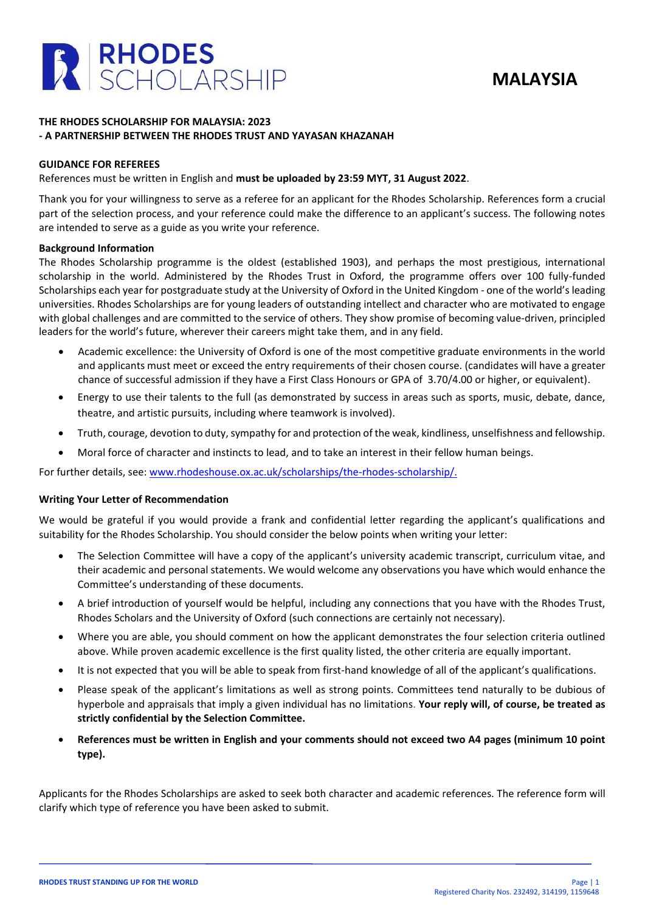RHODES SCHOLARSHIP

**MALAYSIA**

## THE RHODES SCHOLARSHIP FOR MALAYSIA: 2023
## - A PARTNERSHIP BETWEEN THE RHODES TRUST AND YAYASAN KHAZANAH

### GUIDANCE FOR REFEREES

References must be written in English and **must be uploaded by 23:59 MYT, 31 August 2022**.

Thank you for your willingness to serve as a referee for an applicant for the Rhodes Scholarship. References form a crucial part of the selection process, and your reference could make the difference to an applicant's success. The following notes are intended to serve as a guide as you write your reference.

### Background Information

The Rhodes Scholarship programme is the oldest (established 1903), and perhaps the most prestigious, international scholarship in the world. Administered by the Rhodes Trust in Oxford, the programme offers over 100 fully-funded Scholarships each year for postgraduate study at the University of Oxford in the United Kingdom - one of the world's leading universities. Rhodes Scholarships are for young leaders of outstanding intellect and character who are motivated to engage with global challenges and are committed to the service of others. They show promise of becoming value-driven, principled leaders for the world's future, wherever their careers might take them, and in any field.

- Academic excellence: the University of Oxford is one of the most competitive graduate environments in the world and applicants must meet or exceed the entry requirements of their chosen course. (candidates will have a greater chance of successful admission if they have a First Class Honours or GPA of 3.70/4.00 or higher, or equivalent).
- Energy to use their talents to the full (as demonstrated by success in areas such as sports, music, debate, dance, theatre, and artistic pursuits, including where teamwork is involved).
- Truth, courage, devotion to duty, sympathy for and protection of the weak, kindliness, unselfishness and fellowship.
- Moral force of character and instincts to lead, and to take an interest in their fellow human beings.

For further details, see: www.rhodeshouse.ox.ac.uk/scholarships/the-rhodes-scholarship/.

### Writing Your Letter of Recommendation

We would be grateful if you would provide a frank and confidential letter regarding the applicant's qualifications and suitability for the Rhodes Scholarship. You should consider the below points when writing your letter:

- The Selection Committee will have a copy of the applicant's university academic transcript, curriculum vitae, and their academic and personal statements. We would welcome any observations you have which would enhance the Committee's understanding of these documents.
- A brief introduction of yourself would be helpful, including any connections that you have with the Rhodes Trust, Rhodes Scholars and the University of Oxford (such connections are certainly not necessary).
- Where you are able, you should comment on how the applicant demonstrates the four selection criteria outlined above. While proven academic excellence is the first quality listed, the other criteria are equally important.
- It is not expected that you will be able to speak from first-hand knowledge of all of the applicant's qualifications.
- Please speak of the applicant's limitations as well as strong points. Committees tend naturally to be dubious of hyperbole and appraisals that imply a given individual has no limitations. **Your reply will, of course, be treated as strictly confidential by the Selection Committee.**
- **References must be written in English and your comments should not exceed two A4 pages (minimum 10 point type).**

Applicants for the Rhodes Scholarships are asked to seek both character and academic references. The reference form will clarify which type of reference you have been asked to submit.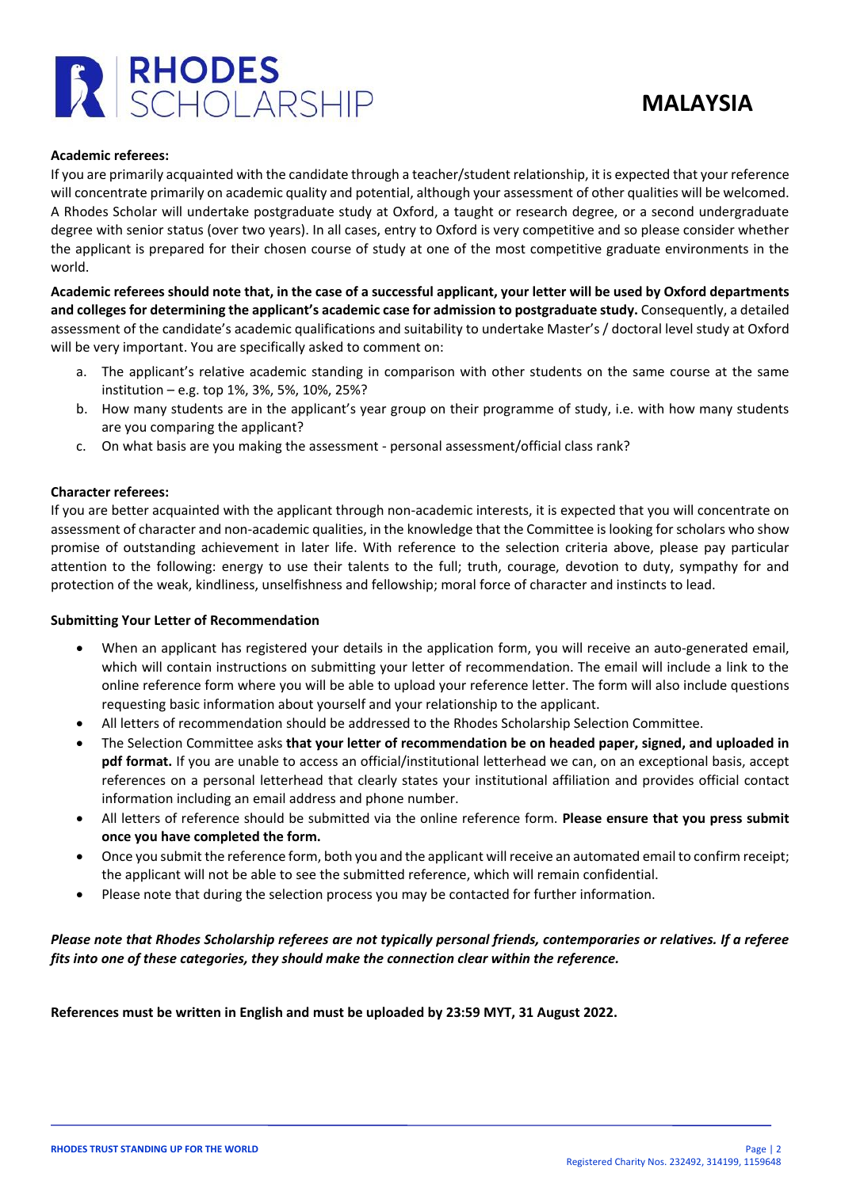**Academic referees:**

If you are primarily acquainted with the candidate through a teacher/student relationship, it is expected that your reference will concentrate primarily on academic quality and potential, although your assessment of other qualities will be welcomed. A Rhodes Scholar will undertake postgraduate study at Oxford, a taught or research degree, or a second undergraduate degree with senior status (over two years). In all cases, entry to Oxford is very competitive and so please consider whether the applicant is prepared for their chosen course of study at one of the most competitive graduate environments in the world.

**Academic referees should note that, in the case of a successful applicant, your letter will be used by Oxford departments and colleges for determining the applicant's academic case for admission to postgraduate study.** Consequently, a detailed assessment of the candidate's academic qualifications and suitability to undertake Master's / doctoral level study at Oxford will be very important. You are specifically asked to comment on:

a. The applicant's relative academic standing in comparison with other students on the same course at the same institution – e.g. top 1%, 3%, 5%, 10%, 25%?
b. How many students are in the applicant's year group on their programme of study, i.e. with how many students are you comparing the applicant?
c. On what basis are you making the assessment - personal assessment/official class rank?

**Character referees:**

If you are better acquainted with the applicant through non-academic interests, it is expected that you will concentrate on assessment of character and non-academic qualities, in the knowledge that the Committee is looking for scholars who show promise of outstanding achievement in later life. With reference to the selection criteria above, please pay particular attention to the following: energy to use their talents to the full; truth, courage, devotion to duty, sympathy for and protection of the weak, kindliness, unselfishness and fellowship; moral force of character and instincts to lead.

**Submitting Your Letter of Recommendation**

- When an applicant has registered your details in the application form, you will receive an auto-generated email, which will contain instructions on submitting your letter of recommendation. The email will include a link to the online reference form where you will be able to upload your reference letter. The form will also include questions requesting basic information about yourself and your relationship to the applicant.
- All letters of recommendation should be addressed to the Rhodes Scholarship Selection Committee.
- The Selection Committee asks **that your letter of recommendation be on headed paper, signed, and uploaded in pdf format.** If you are unable to access an official/institutional letterhead we can, on an exceptional basis, accept references on a personal letterhead that clearly states your institutional affiliation and provides official contact information including an email address and phone number.
- All letters of reference should be submitted via the online reference form. **Please ensure that you press submit once you have completed the form.**
- Once you submit the reference form, both you and the applicant will receive an automated email to confirm receipt; the applicant will not be able to see the submitted reference, which will remain confidential.
- Please note that during the selection process you may be contacted for further information.

***Please note that Rhodes Scholarship referees are not typically personal friends, contemporaries or relatives. If a referee fits into one of these categories, they should make the connection clear within the reference.***

**References must be written in English and must be uploaded by 23:59 MYT, 31 August 2022.**